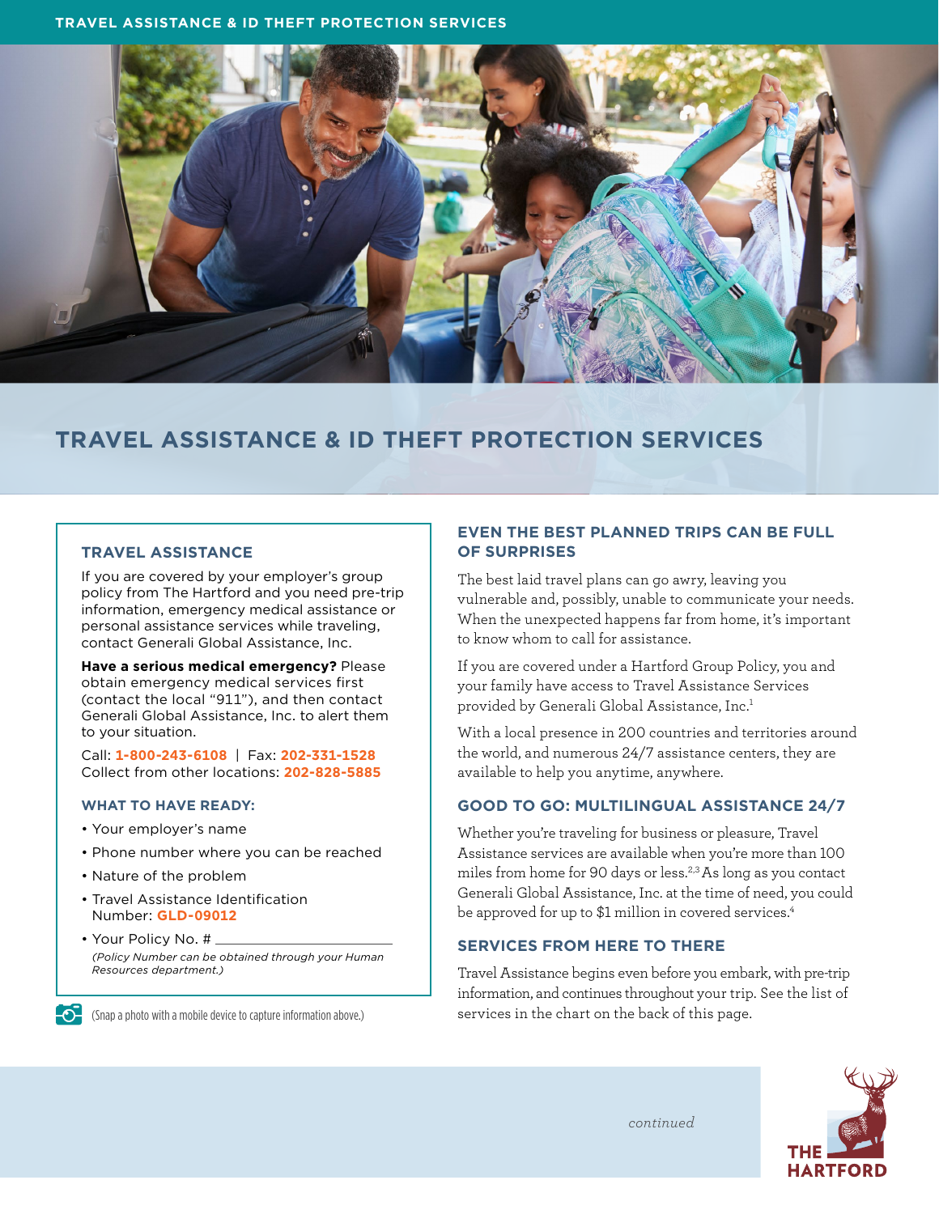# TRAVEL ASSISTANCE & ID THEFT PROTECTION SERVICES

## TRAVEL ASSISTANCE

If you are covered by your employer's group policy from The Hartford and you need pre-trip information, emergency medical assistance or personal assistance services while traveling, contact Generali Global Assistance, Inc.

**Have a serious medical emergency?** Please obtain emergency medical services first (contact the local "911"), and then contact Generali Global Assistance, Inc. to alert them to your situation.

Call: **1-800-243-6108** | Fax: **202-331-1528**
Collect from other locations: **202-828-5885**

### WHAT TO HAVE READY:

- Your employer's name
- Phone number where you can be reached
- Nature of the problem
- Travel Assistance Identification Number: **GLD-09012**
- Your Policy No. # ____________________

  *(Policy Number can be obtained through your Human Resources department.)*

(Snap a photo with a mobile device to capture information above.)

## EVEN THE BEST PLANNED TRIPS CAN BE FULL OF SURPRISES

The best laid travel plans can go awry, leaving you vulnerable and, possibly, unable to communicate your needs. When the unexpected happens far from home, it's important to know whom to call for assistance.

If you are covered under a Hartford Group Policy, you and your family have access to Travel Assistance Services provided by Generali Global Assistance, Inc.[1]

With a local presence in 200 countries and territories around the world, and numerous 24/7 assistance centers, they are available to help you anytime, anywhere.

## GOOD TO GO: MULTILINGUAL ASSISTANCE 24/7

Whether you're traveling for business or pleasure, Travel Assistance services are available when you're more than 100 miles from home for 90 days or less.[2,3] As long as you contact Generali Global Assistance, Inc. at the time of need, you could be approved for up to $1 million in covered services.[4]

## SERVICES FROM HERE TO THERE

Travel Assistance begins even before you embark, with pre-trip information, and continues throughout your trip. See the list of services in the chart on the back of this page.

*continued*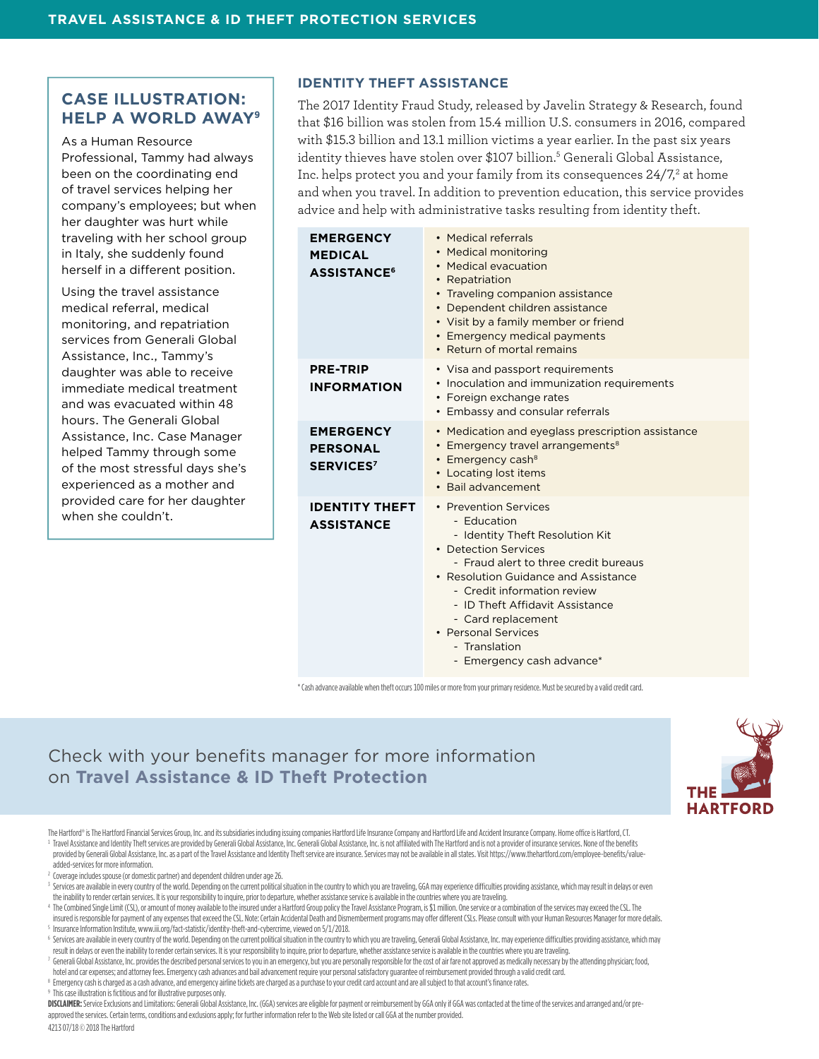## TRAVEL ASSISTANCE & ID THEFT PROTECTION SERVICES

### CASE ILLUSTRATION: HELP A WORLD AWAY[9]

As a Human Resource Professional, Tammy had always been on the coordinating end of travel services helping her company's employees; but when her daughter was hurt while traveling with her school group in Italy, she suddenly found herself in a different position.

Using the travel assistance medical referral, medical monitoring, and repatriation services from Generali Global Assistance, Inc., Tammy's daughter was able to receive immediate medical treatment and was evacuated within 48 hours. The Generali Global Assistance, Inc. Case Manager helped Tammy through some of the most stressful days she's experienced as a mother and provided care for her daughter when she couldn't.

### IDENTITY THEFT ASSISTANCE

The 2017 Identity Fraud Study, released by Javelin Strategy & Research, found that $16 billion was stolen from 15.4 million U.S. consumers in 2016, compared with $15.3 billion and 13.1 million victims a year earlier. In the past six years identity thieves have stolen over $107 billion.[5] Generali Global Assistance, Inc. helps protect you and your family from its consequences 24/7,[2] at home and when you travel. In addition to prevention education, this service provides advice and help with administrative tasks resulting from identity theft.

| | |
|---|---|
| **EMERGENCY MEDICAL ASSISTANCE[6]** | • Medical referrals<br>• Medical monitoring<br>• Medical evacuation<br>• Repatriation<br>• Traveling companion assistance<br>• Dependent children assistance<br>• Visit by a family member or friend<br>• Emergency medical payments<br>• Return of mortal remains |
| **PRE-TRIP INFORMATION** | • Visa and passport requirements<br>• Inoculation and immunization requirements<br>• Foreign exchange rates<br>• Embassy and consular referrals |
| **EMERGENCY PERSONAL SERVICES[7]** | • Medication and eyeglass prescription assistance<br>• Emergency travel arrangements[8]<br>• Emergency cash[8]<br>• Locating lost items<br>• Bail advancement |
| **IDENTITY THEFT ASSISTANCE** | • Prevention Services<br>- Education<br>- Identity Theft Resolution Kit<br>• Detection Services<br>- Fraud alert to three credit bureaus<br>• Resolution Guidance and Assistance<br>- Credit information review<br>- ID Theft Affidavit Assistance<br>- Card replacement<br>• Personal Services<br>- Translation<br>- Emergency cash advance* |

* Cash advance available when theft occurs 100 miles or more from your primary residence. Must be secured by a valid credit card.

Check with your benefits manager for more information on **Travel Assistance & ID Theft Protection**

THE HARTFORD

The Hartford® is The Hartford Financial Services Group, Inc. and its subsidiaries including issuing companies Hartford Life Insurance Company and Hartford Life and Accident Insurance Company. Home office is Hartford, CT.

1 Travel Assistance and Identity Theft services are provided by Generali Global Assistance, Inc. Generali Global Assistance, Inc. is not affiliated with The Hartford and is not a provider of insurance services. None of the benefits provided by Generali Global Assistance, Inc. as a part of the Travel Assistance and Identity Theft service are insurance. Services may not be available in all states. Visit https://www.thehartford.com/employee-benefits/value-added-services for more information.

2 Coverage includes spouse (or domestic partner) and dependent children under age 26.

3 Services are available in every country of the world. Depending on the current political situation in the country to which you are traveling, GGA may experience difficulties providing assistance, which may result in delays or even the inability to render certain services. It is your responsibility to inquire, prior to departure, whether assistance service is available in the countries where you are traveling.

4 The Combined Single Limit (CSL), or amount of money available to the insured under a Hartford Group policy the Travel Assistance Program, is $1 million. One service or a combination of the services may exceed the CSL. The insured is responsible for payment of any expenses that exceed the CSL. Note: Certain Accidental Death and Dismemberment programs may offer different CSLs. Please consult with your Human Resources Manager for more details.

5 Insurance Information Institute, www.iii.org/fact-statistic/identity-theft-and-cybercrime, viewed on 5/1/2018.

6 Services are available in every country of the world. Depending on the current political situation in the country to which you are traveling, Generali Global Assistance, Inc. may experience difficulties providing assistance, which may result in delays or even the inability to render certain services. It is your responsibility to inquire, prior to departure, whether assistance service is available in the countries where you are traveling.

7 Generali Global Assistance, Inc. provides the described personal services to you in an emergency, but you are personally responsible for the cost of air fare not approved as medically necessary by the attending physician; food, hotel and car expenses; and attorney fees. Emergency cash advances and bail advancement require your personal satisfactory guarantee of reimbursement provided through a valid credit card.

8 Emergency cash is charged as a cash advance, and emergency airline tickets are charged as a purchase to your credit card account and are all subject to that account's finance rates.

9 This case illustration is fictitious and for illustrative purposes only.

**DISCLAIMER:** Service Exclusions and Limitations: Generali Global Assistance, Inc. (GGA) services are eligible for payment or reimbursement by GGA only if GGA was contacted at the time of the services and arranged and/or pre-approved the services. Certain terms, conditions and exclusions apply; for further information refer to the Web site listed or call GGA at the number provided.

4213 07/18 © 2018 The Hartford